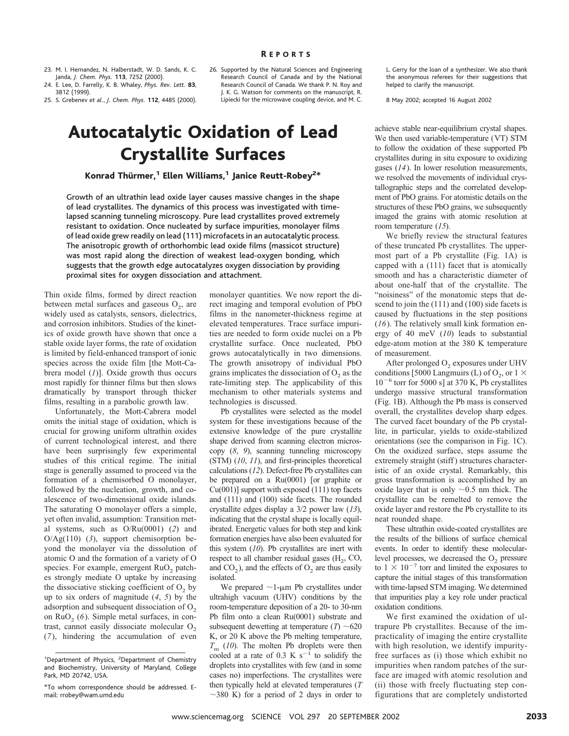23. M. I. Hernandez, N. Halberstadt, W. D. Sands, K. C. Janda, *J. Chem. Phys.* **113**, 7252 (2000).
24. E. Lee, D. Farrelly, K. B. Whaley, *Phys. Rev. Lett.* **83**, 3812 (1999).
25. S. Grebenev *et al.*, *J. Chem. Phys.* **112**, 4485 (2000).
26. Supported by the Natural Sciences and Engineering Research Council of Canada and by the National Research Council of Canada. We thank P. N. Roy and J. K. G. Watson for comments on the manuscript, R. Lipiecki for the microwave coupling device, and M. C. L. Gerry for the loan of a synthesizer. We also thank the anonymous referees for their suggestions that helped to clarify the manuscript.

8 May 2002; accepted 16 August 2002

# Autocatalytic Oxidation of Lead Crystallite Surfaces

**Konrad Thürmer,[1] Ellen Williams,[1] Janice Reutt-Robey[2]\***

**Growth of an ultrathin lead oxide layer causes massive changes in the shape of lead crystallites. The dynamics of this process was investigated with time-lapsed scanning tunneling microscopy. Pure lead crystallites proved extremely resistant to oxidation. Once nucleated by surface impurities, monolayer films of lead oxide grew readily on lead (111) microfacets in an autocatalytic process. The anisotropic growth of orthorhombic lead oxide films (massicot structure) was most rapid along the direction of weakest lead-oxygen bonding, which suggests that the growth edge autocatalyzes oxygen dissociation by providing proximal sites for oxygen dissociation and attachment.**

Thin oxide films, formed by direct reaction between metal surfaces and gaseous $O_2$, are widely used as catalysts, sensors, dielectrics, and corrosion inhibitors. Studies of the kinetics of oxide growth have shown that once a stable oxide layer forms, the rate of oxidation is limited by field-enhanced transport of ionic species across the oxide film [the Mott-Cabrera model (*1*)]. Oxide growth thus occurs most rapidly for thinner films but then slows dramatically by transport through thicker films, resulting in a parabolic growth law.

Unfortunately, the Mott-Cabrera model omits the initial stage of oxidation, which is crucial for growing uniform ultrathin oxides of current technological interest, and there have been surprisingly few experimental studies of this critical regime. The initial stage is generally assumed to proceed via the formation of a chemisorbed O monolayer, followed by the nucleation, growth, and coalescence of two-dimensional oxide islands. The saturating O monolayer offers a simple, yet often invalid, assumption: Transition metal systems, such as O/Ru(0001) (*2*) and O/Ag(110) (*3*), support chemisorption beyond the monolayer via the dissolution of atomic O and the formation of a variety of O species. For example, emergent $RuO_2$ patches strongly mediate O uptake by increasing the dissociative sticking coefficient of $O_2$ by up to six orders of magnitude (*4*, *5*) by the adsorption and subsequent dissociation of $O_2$ on $RuO_2$ (*6*). Simple metal surfaces, in contrast, cannot easily dissociate molecular $O_2$ (*7*), hindering the accumulation of even monolayer quantities. We now report the direct imaging and temporal evolution of PbO films in the nanometer-thickness regime at elevated temperatures. Trace surface impurities are needed to form oxide nuclei on a Pb crystallite surface. Once nucleated, PbO grows autocatalytically in two dimensions. The growth anisotropy of individual PbO grains implicates the dissociation of $O_2$ as the rate-limiting step. The applicability of this mechanism to other materials systems and technologies is discussed.

Pb crystallites were selected as the model system for these investigations because of the extensive knowledge of the pure crystallite shape derived from scanning electron microscopy (*8*, *9*), scanning tunneling microscopy (STM) (*10*, *11*), and first-principles theoretical calculations (*12*). Defect-free Pb crystallites can be prepared on a Ru(0001) [or graphite or Cu(001)] support with exposed (111) top facets and (111) and (100) side facets. The rounded crystallite edges display a 3/2 power law (*13*), indicating that the crystal shape is locally equilibrated. Energetic values for both step and kink formation energies have also been evaluated for this system (*10*). Pb crystallites are inert with respect to all chamber residual gases ($H_2$, CO, and $CO_2$), and the effects of $O_2$ are thus easily isolated.

We prepared ~1-μm Pb crystallites under ultrahigh vacuum (UHV) conditions by the room-temperature deposition of a 20- to 30-nm Pb film onto a clean Ru(0001) substrate and subsequent dewetting at temperature ($T$) ~620 K, or 20 K above the Pb melting temperature, $T_m$ (*10*). The molten Pb droplets were then cooled at a rate of 0.3 K $s^{-1}$ to solidify the droplets into crystallites with few (and in some cases no) imperfections. The crystallites were then typically held at elevated temperatures ($T$ ~380 K) for a period of 2 days in order to achieve stable near-equilibrium crystal shapes. We then used variable-temperature (VT) STM to follow the oxidation of these supported Pb crystallites during in situ exposure to oxidizing gases (*14*). In lower resolution measurements, we resolved the movements of individual crystallographic steps and the correlated development of PbO grains. For atomistic details on the structures of these PbO grains, we subsequently imaged the grains with atomic resolution at room temperature (*15*).

We briefly review the structural features of these truncated Pb crystallites. The uppermost part of a Pb crystallite (Fig. 1A) is capped with a (111) facet that is atomically smooth and has a characteristic diameter of about one-half that of the crystallite. The "noisiness" of the monatomic steps that descend to join the (111) and (100) side facets is caused by fluctuations in the step positions (*16*). The relatively small kink formation energy of 40 meV (*10*) leads to substantial edge-atom motion at the 380 K temperature of measurement.

After prolonged $O_2$ exposures under UHV conditions [5000 Langmuirs (L) of $O_2$, or $1 \times 10^{-6}$ torr for 5000 s] at 370 K, Pb crystallites undergo massive structural transformation (Fig. 1B). Although the Pb mass is conserved overall, the crystallites develop sharp edges. The curved facet boundary of the Pb crystallite, in particular, yields to oxide-stabilized orientations (see the comparison in Fig. 1C). On the oxidized surface, steps assume the extremely straight (stiff) structures characteristic of an oxide crystal. Remarkably, this gross transformation is accomplished by an oxide layer that is only ~0.5 nm thick. The crystallite can be remelted to remove the oxide layer and restore the Pb crystallite to its neat rounded shape.

These ultrathin oxide-coated crystallites are the results of the billions of surface chemical events. In order to identify these molecular-level processes, we decreased the $O_2$ pressure to $1 \times 10^{-7}$ torr and limited the exposures to capture the initial stages of this transformation with time-lapsed STM imaging. We determined that impurities play a key role under practical oxidation conditions.

We first examined the oxidation of ultrapure Pb crystallites. Because of the impracticality of imaging the entire crystallite with high resolution, we identify impurity-free surfaces as (i) those which exhibit no impurities when random patches of the surface are imaged with atomic resolution and (ii) those with freely fluctuating step configurations that are completely undistorted

[1]Department of Physics, [2]Department of Chemistry and Biochemistry, University of Maryland, College Park, MD 20742, USA.

\*To whom correspondence should be addressed. E-mail: rrobey@wam.umd.edu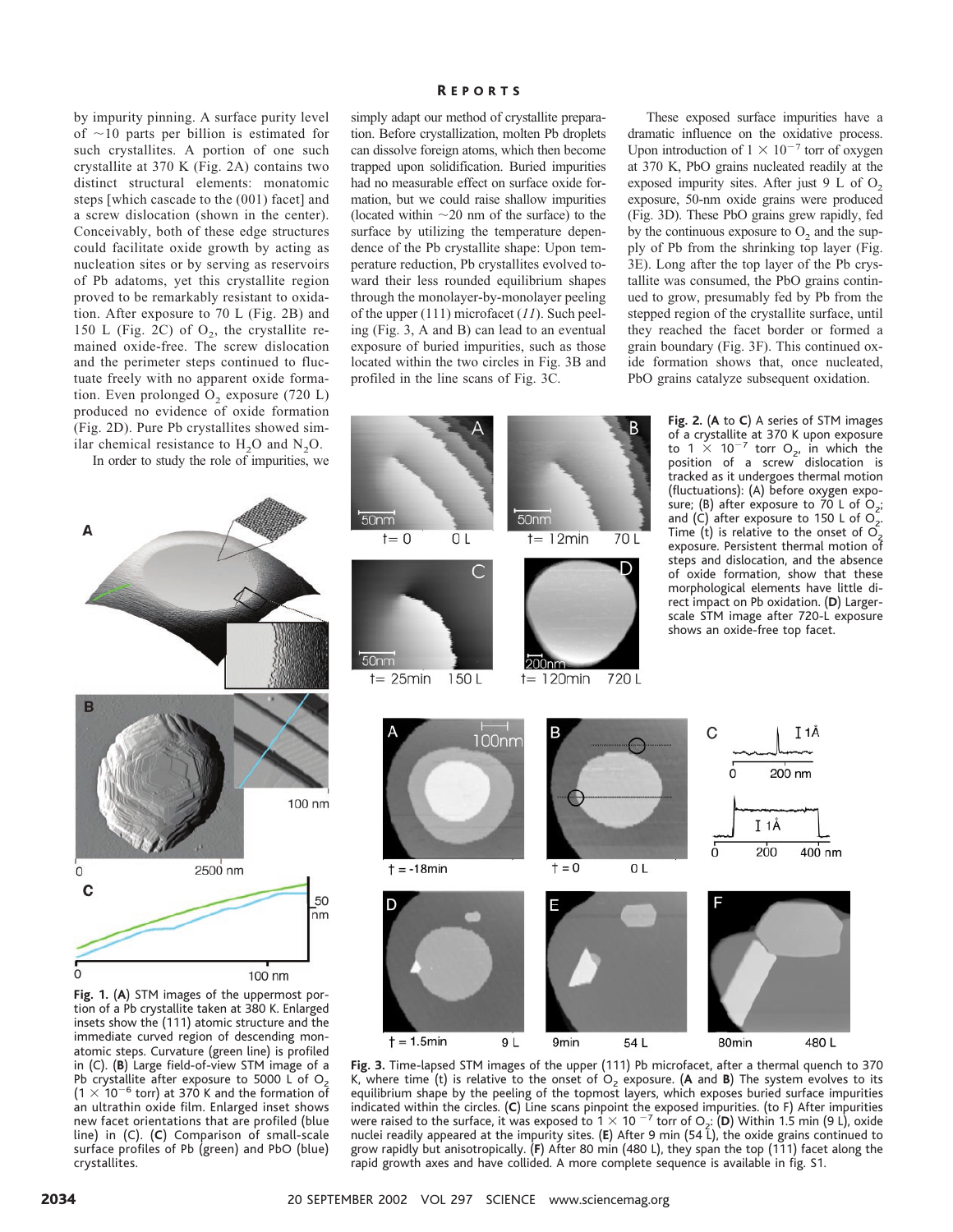by impurity pinning. A surface purity level of ~10 parts per billion is estimated for such crystallites. A portion of one such crystallite at 370 K (Fig. 2A) contains two distinct structural elements: monatomic steps [which cascade to the (001) facet] and a screw dislocation (shown in the center). Conceivably, both of these edge structures could facilitate oxide growth by acting as nucleation sites or by serving as reservoirs of Pb adatoms, yet this crystallite region proved to be remarkably resistant to oxidation. After exposure to 70 L (Fig. 2B) and 150 L (Fig. 2C) of $O_2$, the crystallite remained oxide-free. The screw dislocation and the perimeter steps continued to fluctuate freely with no apparent oxide formation. Even prolonged $O_2$ exposure (720 L) produced no evidence of oxide formation (Fig. 2D). Pure Pb crystallites showed similar chemical resistance to $H_2O$ and $N_2O$.

In order to study the role of impurities, we simply adapt our method of crystallite preparation. Before crystallization, molten Pb droplets can dissolve foreign atoms, which then become trapped upon solidification. Buried impurities had no measurable effect on surface oxide formation, but we could raise shallow impurities (located within ~20 nm of the surface) to the surface by utilizing the temperature dependence of the Pb crystallite shape: Upon temperature reduction, Pb crystallites evolved toward their less rounded equilibrium shapes through the monolayer-by-monolayer peeling of the upper (111) microfacet (*11*). Such peeling (Fig. 3, A and B) can lead to an eventual exposure of buried impurities, such as those located within the two circles in Fig. 3B and profiled in the line scans of Fig. 3C.

These exposed surface impurities have a dramatic influence on the oxidative process. Upon introduction of $1 \times 10^{-7}$ torr of oxygen at 370 K, PbO grains nucleated readily at the exposed impurity sites. After just 9 L of $O_2$ exposure, 50-nm oxide grains were produced (Fig. 3D). These PbO grains grew rapidly, fed by the continuous exposure to $O_2$ and the supply of Pb from the shrinking top layer (Fig. 3E). Long after the top layer of the Pb crystallite was consumed, the PbO grains continued to grow, presumably fed by Pb from the stepped region of the crystallite surface, until they reached the facet border or formed a grain boundary (Fig. 3F). This continued oxide formation shows that, once nucleated, PbO grains catalyze subsequent oxidation.

**Fig. 1.** (**A**) STM images of the uppermost portion of a Pb crystallite taken at 380 K. Enlarged insets show the (111) atomic structure and the immediate curved region of descending monatomic steps. Curvature (green line) is profiled in (C). (**B**) Large field-of-view STM image of a Pb crystallite after exposure to 5000 L of $O_2$ ($1 \times 10^{-6}$ torr) at 370 K and the formation of an ultrathin oxide film. Enlarged inset shows new facet orientations that are profiled (blue line) in (C). (**C**) Comparison of small-scale surface profiles of Pb (green) and PbO (blue) crystallites.

**Fig. 2.** (**A** to **C**) A series of STM images of a crystallite at 370 K upon exposure to $1 \times 10^{-7}$ torr $O_2$, in which the position of a screw dislocation is tracked as it undergoes thermal motion (fluctuations): (A) before oxygen exposure; (B) after exposure to 70 L of $O_2$; and (C) after exposure to 150 L of $O_2$. Time (t) is relative to the onset of $O_2$ exposure. Persistent thermal motion of steps and dislocation, and the absence of oxide formation, show that these morphological elements have little direct impact on Pb oxidation. (**D**) Larger-scale STM image after 720-L exposure shows an oxide-free top facet.

**Fig. 3.** Time-lapsed STM images of the upper (111) Pb microfacet, after a thermal quench to 370 K, where time (t) is relative to the onset of $O_2$ exposure. (**A** and **B**) The system evolves to its equilibrium shape by the peeling of the topmost layers, which exposes buried surface impurities indicated within the circles. (**C**) Line scans pinpoint the exposed impurities. (to F) After impurities were raised to the surface, it was exposed to $1 \times 10^{-7}$ torr of $O_2$: (**D**) Within 1.5 min (9 L), oxide nuclei readily appeared at the impurity sites. (**E**) After 9 min (54 L), the oxide grains continued to grow rapidly but anisotropically. (**F**) After 80 min (480 L), they span the top (111) facet along the rapid growth axes and have collided. A more complete sequence is available in fig. S1.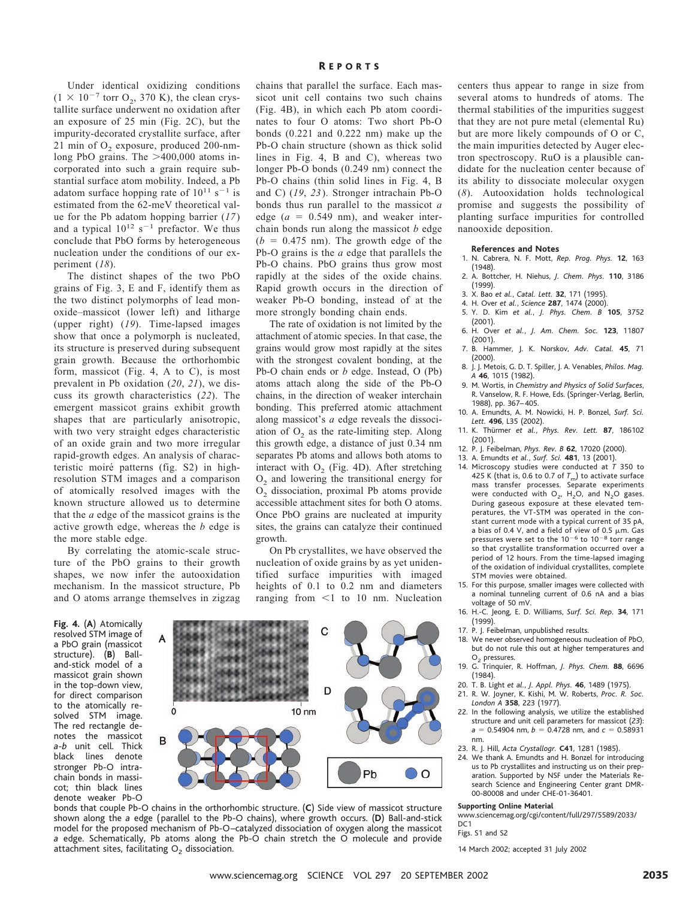Under identical oxidizing conditions ($1 \times 10^{-7}$ torr $O_2$, 370 K), the clean crystallite surface underwent no oxidation after an exposure of 25 min (Fig. 2C), but the impurity-decorated crystallite surface, after 21 min of $O_2$ exposure, produced 200-nm-long PbO grains. The >400,000 atoms incorporated into such a grain require substantial surface atom mobility. Indeed, a Pb adatom surface hopping rate of $10^{11}$ s$^{-1}$ is estimated from the 62-meV theoretical value for the Pb adatom hopping barrier (*17*) and a typical $10^{12}$ s$^{-1}$ prefactor. We thus conclude that PbO forms by heterogeneous nucleation under the conditions of our experiment (*18*).

The distinct shapes of the two PbO grains of Fig. 3, E and F, identify them as the two distinct polymorphs of lead monoxide–massicot (lower left) and litharge (upper right) (*19*). Time-lapsed images show that once a polymorph is nucleated, its structure is preserved during subsequent grain growth. Because the orthorhombic form, massicot (Fig. 4, A to C), is most prevalent in Pb oxidation (*20*, *21*), we discuss its growth characteristics (*22*). The emergent massicot grains exhibit growth shapes that are particularly anisotropic, with two very straight edges characteristic of an oxide grain and two more irregular rapid-growth edges. An analysis of characteristic moiré patterns (fig. S2) in high-resolution STM images and a comparison of atomically resolved images with the known structure allowed us to determine that the *a* edge of the massicot grains is the active growth edge, whereas the *b* edge is the more stable edge.

By correlating the atomic-scale structure of the PbO grains to their growth shapes, we now infer the autooxidation mechanism. In the massicot structure, Pb and O atoms arrange themselves in zigzag chains that parallel the surface. Each massicot unit cell contains two such chains (Fig. 4B), in which each Pb atom coordinates to four O atoms: Two short Pb-O bonds (0.221 and 0.222 nm) make up the Pb-O chain structure (shown as thick solid lines in Fig. 4, B and C), whereas two longer Pb-O bonds (0.249 nm) connect the Pb-O chains (thin solid lines in Fig. 4, B and C) (*19*, *23*). Stronger intrachain Pb-O bonds thus run parallel to the massicot *a* edge ($a$ = 0.549 nm), and weaker interchain bonds run along the massicot *b* edge ($b$ = 0.475 nm). The growth edge of the Pb-O grains is the *a* edge that parallels the Pb-O chains. PbO grains thus grow most rapidly at the sides of the oxide chains. Rapid growth occurs in the direction of weaker Pb-O bonding, instead of at the more strongly bonding chain ends.

The rate of oxidation is not limited by the attachment of atomic species. In that case, the grains would grow most rapidly at the sites with the strongest covalent bonding, at the Pb-O chain ends or *b* edge. Instead, O (Pb) atoms attach along the side of the Pb-O chains, in the direction of weaker interchain bonding. This preferred atomic attachment along massicot's *a* edge reveals the dissociation of $O_2$ as the rate-limiting step. Along this growth edge, a distance of just 0.34 nm separates Pb atoms and allows both atoms to interact with $O_2$ (Fig. 4D). After stretching $O_2$ and lowering the transitional energy for $O_2$ dissociation, proximal Pb atoms provide accessible attachment sites for both O atoms. Once PbO grains are nucleated at impurity sites, the grains can catalyze their continued growth.

On Pb crystallites, we have observed the nucleation of oxide grains by as yet unidentified surface impurities with imaged heights of 0.1 to 0.2 nm and diameters ranging from <1 to 10 nm. Nucleation centers thus appear to range in size from several atoms to hundreds of atoms. The thermal stabilities of the impurities suggest that they are not pure metal (elemental Ru) but are more likely compounds of O or C, the main impurities detected by Auger electron spectroscopy. RuO is a plausible candidate for the nucleation center because of its ability to dissociate molecular oxygen (*8*). Autooxidation holds technological promise and suggests the possibility of planting surface impurities for controlled nanooxide deposition.

A

0

10 nm

C

D

B

Pb

O

**Fig. 4.** (**A**) Atomically resolved STM image of a PbO grain (massicot structure). (**B**) Ball-and-stick model of a massicot grain shown in the top-down view, for direct comparison to the atomically resolved STM image. The red rectangle denotes the massicot *a*-*b* unit cell. Thick black lines denote stronger Pb-O intrachain bonds in massicot; thin black lines denote weaker Pb-O bonds that couple Pb-O chains in the orthorhombic structure. (**C**) Side view of massicot structure shown along the *a* edge (parallel to the Pb-O chains), where growth occurs. (**D**) Ball-and-stick model for the proposed mechanism of Pb-O–catalyzed dissociation of oxygen along the massicot *a* edge. Schematically, Pb atoms along the Pb-O chain stretch the O molecule and provide attachment sites, facilitating $O_2$ dissociation.

### References and Notes

1. N. Cabrera, N. F. Mott, *Rep. Prog. Phys.* **12**, 163 (1948).
2. A. Bottcher, H. Niehus, *J. Chem. Phys.* **110**, 3186 (1999).
3. X. Bao *et al.*, *Catal. Lett.* **32**, 171 (1995).
4. H. Over *et al.*, *Science* **287**, 1474 (2000).
5. Y. D. Kim *et al.*, *J. Phys. Chem. B* **105**, 3752 (2001).
6. H. Over *et al.*, *J. Am. Chem. Soc.* **123**, 11807 (2001).
7. B. Hammer, J. K. Norskov, *Adv. Catal.* **45**, 71 (2000).
8. J. J. Metois, G. D. T. Spiller, J. A. Venables, *Philos. Mag. A* **46**, 1015 (1982).
9. M. Wortis, in *Chemistry and Physics of Solid Surfaces*, R. Vanselow, R. F. Howe, Eds. (Springer-Verlag, Berlin, 1988), pp. 367–405.
10. A. Emundts, A. M. Nowicki, H. P. Bonzel, *Surf. Sci. Lett.* **496**, L35 (2002).
11. K. Thürmer *et al.*, *Phys. Rev. Lett.* **87**, 186102 (2001).
12. P. J. Feibelman, *Phys. Rev. B* **62**, 17020 (2000).
13. A. Emundts *et al.*, *Surf. Sci.* **481**, 13 (2001).
14. Microscopy studies were conducted at $T$ 350 to 425 K (that is, 0.6 to 0.7 of $T_m$) to activate surface mass transfer processes. Separate experiments were conducted with $O_2$, $H_2O$, and $N_2O$ gases. During gaseous exposure at these elevated temperatures, the VT-STM was operated in the constant current mode with a typical current of 35 pA, a bias of 0.4 V, and a field of view of 0.5 μm. Gas pressures were set to the $10^{-6}$ to $10^{-8}$ torr range so that crystallite transformation occurred over a period of 12 hours. From the time-lapsed imaging of the oxidation of individual crystallites, complete STM movies were obtained.
15. For this purpose, smaller images were collected with a nominal tunneling current of 0.6 nA and a bias voltage of 50 mV.
16. H.-C. Jeong, E. D. Williams, *Surf. Sci. Rep.* **34**, 171 (1999).
17. P. J. Feibelman, unpublished results.
18. We never observed homogeneous nucleation of PbO, but do not rule this out at higher temperatures and $O_2$ pressures.
19. G. Trinquier, R. Hoffman, *J. Phys. Chem.* **88**, 6696 (1984).
20. T. B. Light *et al.*, *J. Appl. Phys.* **46**, 1489 (1975).
21. R. W. Joyner, K. Kishi, M. W. Roberts, *Proc. R. Soc. London A* **358**, 223 (1977).
22. In the following analysis, we utilize the established structure and unit cell parameters for massicot (*23*): $a$ = 0.54904 nm, $b$ = 0.4728 nm, and $c$ = 0.58931 nm.
23. R. J. Hill, *Acta Crystallogr.* **C41**, 1281 (1985).
24. We thank A. Emundts and H. Bonzel for introducing us to Pb crystallites and instructing us on their preparation. Supported by NSF under the Materials Research Science and Engineering Center grant DMR-00-80008 and under CHE-01-36401.

**Supporting Online Material**

www.sciencemag.org/cgi/content/full/297/5589/2033/DC1

Figs. S1 and S2

14 March 2002; accepted 31 July 2002